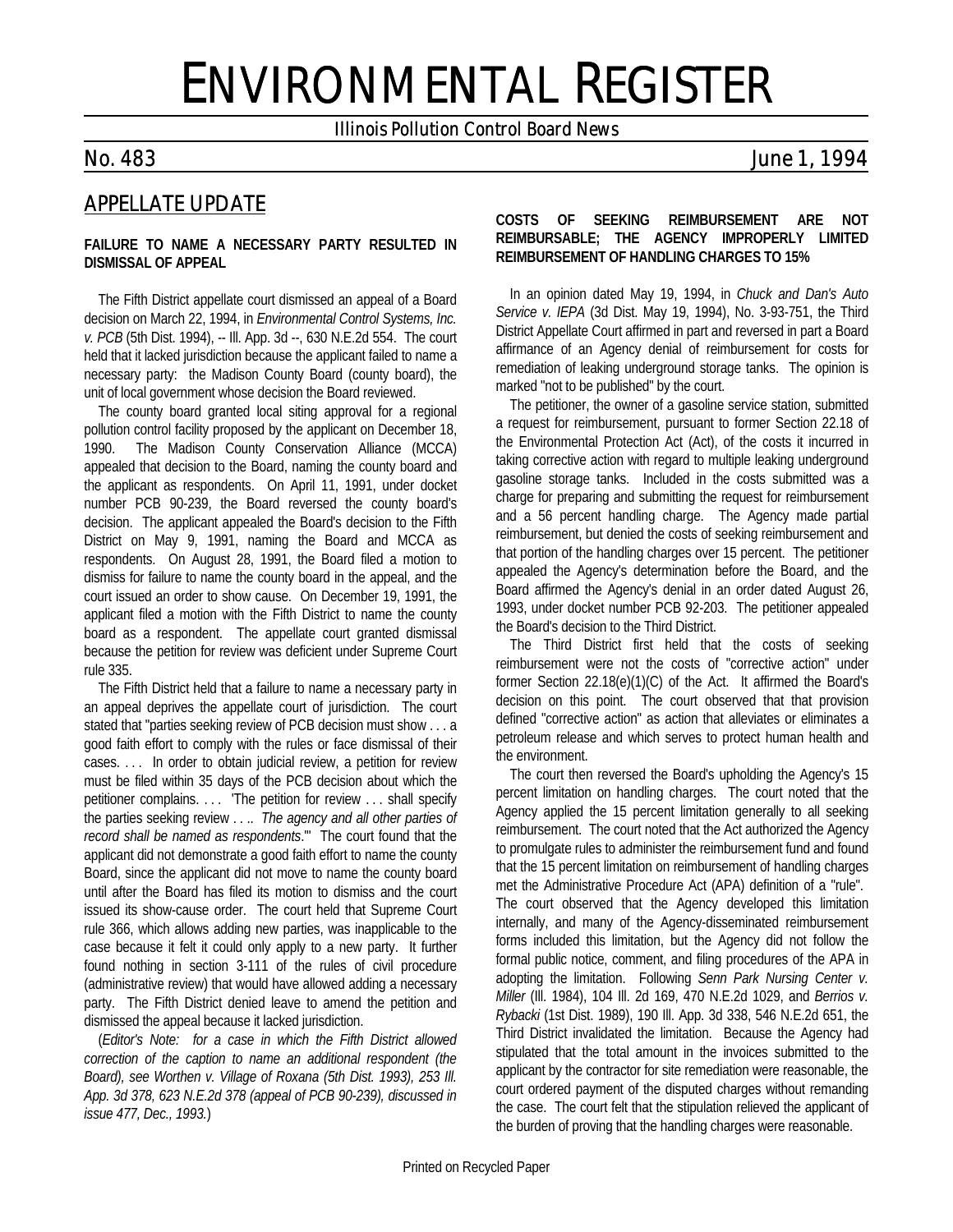# ENVIRONMENTAL REGISTER

Illinois Pollution Control Board News

No. 483 June 1, 1994

## APPELLATE UPDATE

### FAILURE TO NAME A NECESSARY PARTY RESULTED IN DISMISSAL OF APPEAL

The Fifth District appellate court dismissed an appeal of a Board decision on March 22, 1994, in *Environmental Control Systems, Inc. v. PCB* (5th Dist. 1994), -- Ill. App. 3d --, 630 N.E.2d 554. The court held that it lacked jurisdiction because the applicant failed to name a necessary party: the Madison County Board (county board), the unit of local government whose decision the Board reviewed.

The county board granted local siting approval for a regional pollution control facility proposed by the applicant on December 18, 1990. The Madison County Conservation Alliance (MCCA) appealed that decision to the Board, naming the county board and the applicant as respondents. On April 11, 1991, under docket number PCB 90-239, the Board reversed the county board's decision. The applicant appealed the Board's decision to the Fifth District on May 9, 1991, naming the Board and MCCA as respondents. On August 28, 1991, the Board filed a motion to dismiss for failure to name the county board in the appeal, and the court issued an order to show cause. On December 19, 1991, the applicant filed a motion with the Fifth District to name the county board as a respondent. The appellate court granted dismissal because the petition for review was deficient under Supreme Court rule 335.

The Fifth District held that a failure to name a necessary party in an appeal deprives the appellate court of jurisdiction. The court stated that "parties seeking review of PCB decision must show . . . a good faith effort to comply with the rules or face dismissal of their cases. . . . In order to obtain judicial review, a petition for review must be filed within 35 days of the PCB decision about which the petitioner complains. . . . 'The petition for review . . . shall specify the parties seeking review . . .. *The agency and all other parties of record shall be named as respondents*.'" The court found that the applicant did not demonstrate a good faith effort to name the county Board, since the applicant did not move to name the county board until after the Board has filed its motion to dismiss and the court issued its show-cause order. The court held that Supreme Court rule 366, which allows adding new parties, was inapplicable to the case because it felt it could only apply to a new party. It further found nothing in section 3-111 of the rules of civil procedure (administrative review) that would have allowed adding a necessary party. The Fifth District denied leave to amend the petition and dismissed the appeal because it lacked jurisdiction.

(*Editor's Note: for a case in which the Fifth District allowed correction of the caption to name an additional respondent (the Board), see Worthen v. Village of Roxana (5th Dist. 1993), 253 Ill. App. 3d 378, 623 N.E.2d 378 (appeal of PCB 90-239), discussed in issue 477, Dec., 1993.*)

### COSTS OF SEEKING REIMBURSEMENT ARE NOT REIMBURSABLE; THE AGENCY IMPROPERLY LIMITED REIMBURSEMENT OF HANDLING CHARGES TO 15%

In an opinion dated May 19, 1994, in *Chuck and Dan's Auto Service v. IEPA* (3d Dist. May 19, 1994), No. 3-93-751, the Third District Appellate Court affirmed in part and reversed in part a Board affirmance of an Agency denial of reimbursement for costs for remediation of leaking underground storage tanks. The opinion is marked "not to be published" by the court.

The petitioner, the owner of a gasoline service station, submitted a request for reimbursement, pursuant to former Section 22.18 of the Environmental Protection Act (Act), of the costs it incurred in taking corrective action with regard to multiple leaking underground gasoline storage tanks. Included in the costs submitted was a charge for preparing and submitting the request for reimbursement and a 56 percent handling charge. The Agency made partial reimbursement, but denied the costs of seeking reimbursement and that portion of the handling charges over 15 percent. The petitioner appealed the Agency's determination before the Board, and the Board affirmed the Agency's denial in an order dated August 26, 1993, under docket number PCB 92-203. The petitioner appealed the Board's decision to the Third District.

The Third District first held that the costs of seeking reimbursement were not the costs of "corrective action" under former Section 22.18(e)(1)(C) of the Act. It affirmed the Board's decision on this point. The court observed that that provision defined "corrective action" as action that alleviates or eliminates a petroleum release and which serves to protect human health and the environment.

The court then reversed the Board's upholding the Agency's 15 percent limitation on handling charges. The court noted that the Agency applied the 15 percent limitation generally to all seeking reimbursement. The court noted that the Act authorized the Agency to promulgate rules to administer the reimbursement fund and found that the 15 percent limitation on reimbursement of handling charges met the Administrative Procedure Act (APA) definition of a "rule". The court observed that the Agency developed this limitation internally, and many of the Agency-disseminated reimbursement forms included this limitation, but the Agency did not follow the formal public notice, comment, and filing procedures of the APA in adopting the limitation. Following *Senn Park Nursing Center v. Miller* (Ill. 1984), 104 Ill. 2d 169, 470 N.E.2d 1029, and *Berrios v. Rybacki* (1st Dist. 1989), 190 Ill. App. 3d 338, 546 N.E.2d 651, the Third District invalidated the limitation. Because the Agency had stipulated that the total amount in the invoices submitted to the applicant by the contractor for site remediation were reasonable, the court ordered payment of the disputed charges without remanding the case. The court felt that the stipulation relieved the applicant of the burden of proving that the handling charges were reasonable.

Printed on Recycled Paper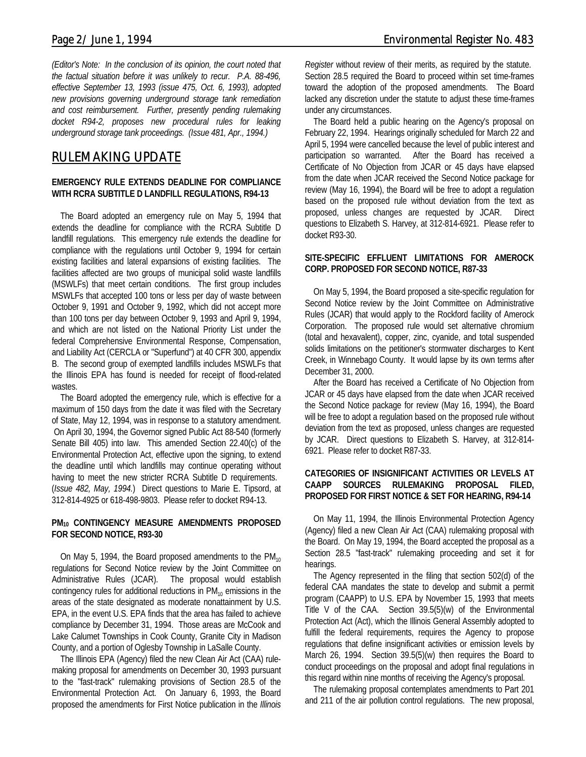*(Editor's Note: In the conclusion of its opinion, the court noted that the factual situation before it was unlikely to recur. P.A. 88-496, effective September 13, 1993 (issue 475, Oct. 6, 1993), adopted new provisions governing underground storage tank remediation and cost reimbursement. Further, presently pending rulemaking docket R94-2, proposes new procedural rules for leaking underground storage tank proceedings. (Issue 481, Apr., 1994.)*

## RULEMAKING UPDATE

### EMERGENCY RULE EXTENDS DEADLINE FOR COMPLIANCE WITH RCRA SUBTITLE D LANDFILL REGULATIONS, R94-13

The Board adopted an emergency rule on May 5, 1994 that extends the deadline for compliance with the RCRA Subtitle D landfill regulations. This emergency rule extends the deadline for compliance with the regulations until October 9, 1994 for certain existing facilities and lateral expansions of existing facilities. The facilities affected are two groups of municipal solid waste landfills (MSWLFs) that meet certain conditions. The first group includes MSWLFs that accepted 100 tons or less per day of waste between October 9, 1991 and October 9, 1992, which did not accept more than 100 tons per day between October 9, 1993 and April 9, 1994, and which are not listed on the National Priority List under the federal Comprehensive Environmental Response, Compensation, and Liability Act (CERCLA or "Superfund") at 40 CFR 300, appendix B. The second group of exempted landfills includes MSWLFs that the Illinois EPA has found is needed for receipt of flood-related wastes.

The Board adopted the emergency rule, which is effective for a maximum of 150 days from the date it was filed with the Secretary of State, May 12, 1994, was in response to a statutory amendment. On April 30, 1994, the Governor signed Public Act 88-540 (formerly Senate Bill 405) into law. This amended Section 22.40(c) of the Environmental Protection Act, effective upon the signing, to extend the deadline until which landfills may continue operating without having to meet the new stricter RCRA Subtitle D requirements. (*Issue 482, May, 1994.*) Direct questions to Marie E. Tipsord, at 312-814-4925 or 618-498-9803. Please refer to docket R94-13.

### $PM_{10}$ CONTINGENCY MEASURE AMENDMENTS PROPOSED FOR SECOND NOTICE, R93-30

On May 5, 1994, the Board proposed amendments to the $PM_{10}$ regulations for Second Notice review by the Joint Committee on Administrative Rules (JCAR). The proposal would establish contingency rules for additional reductions in $PM_{10}$ emissions in the areas of the state designated as moderate nonattainment by U.S. EPA, in the event U.S. EPA finds that the area has failed to achieve compliance by December 31, 1994. Those areas are McCook and Lake Calumet Townships in Cook County, Granite City in Madison County, and a portion of Oglesby Township in LaSalle County.

The Illinois EPA (Agency) filed the new Clean Air Act (CAA) rule-making proposal for amendments on December 30, 1993 pursuant to the "fast-track" rulemaking provisions of Section 28.5 of the Environmental Protection Act. On January 6, 1993, the Board proposed the amendments for First Notice publication in the *Illinois Register* without review of their merits, as required by the statute. Section 28.5 required the Board to proceed within set time-frames toward the adoption of the proposed amendments. The Board lacked any discretion under the statute to adjust these time-frames under any circumstances.

The Board held a public hearing on the Agency's proposal on February 22, 1994. Hearings originally scheduled for March 22 and April 5, 1994 were cancelled because the level of public interest and participation so warranted. After the Board has received a Certificate of No Objection from JCAR or 45 days have elapsed from the date when JCAR received the Second Notice package for review (May 16, 1994), the Board will be free to adopt a regulation based on the proposed rule without deviation from the text as proposed, unless changes are requested by JCAR. Direct questions to Elizabeth S. Harvey, at 312-814-6921. Please refer to docket R93-30.

### SITE-SPECIFIC EFFLUENT LIMITATIONS FOR AMEROCK CORP. PROPOSED FOR SECOND NOTICE, R87-33

On May 5, 1994, the Board proposed a site-specific regulation for Second Notice review by the Joint Committee on Administrative Rules (JCAR) that would apply to the Rockford facility of Amerock Corporation. The proposed rule would set alternative chromium (total and hexavalent), copper, zinc, cyanide, and total suspended solids limitations on the petitioner's stormwater discharges to Kent Creek, in Winnebago County. It would lapse by its own terms after December 31, 2000.

After the Board has received a Certificate of No Objection from JCAR or 45 days have elapsed from the date when JCAR received the Second Notice package for review (May 16, 1994), the Board will be free to adopt a regulation based on the proposed rule without deviation from the text as proposed, unless changes are requested by JCAR. Direct questions to Elizabeth S. Harvey, at 312-814-6921. Please refer to docket R87-33.

### CATEGORIES OF INSIGNIFICANT ACTIVITIES OR LEVELS AT CAAPP SOURCES RULEMAKING PROPOSAL FILED, PROPOSED FOR FIRST NOTICE & SET FOR HEARING, R94-14

On May 11, 1994, the Illinois Environmental Protection Agency (Agency) filed a new Clean Air Act (CAA) rulemaking proposal with the Board. On May 19, 1994, the Board accepted the proposal as a Section 28.5 "fast-track" rulemaking proceeding and set it for hearings.

The Agency represented in the filing that section 502(d) of the federal CAA mandates the state to develop and submit a permit program (CAAPP) to U.S. EPA by November 15, 1993 that meets Title V of the CAA. Section 39.5(5)(w) of the Environmental Protection Act (Act), which the Illinois General Assembly adopted to fulfill the federal requirements, requires the Agency to propose regulations that define insignificant activities or emission levels by March 26, 1994. Section 39.5(5)(w) then requires the Board to conduct proceedings on the proposal and adopt final regulations in this regard within nine months of receiving the Agency's proposal.

The rulemaking proposal contemplates amendments to Part 201 and 211 of the air pollution control regulations. The new proposal,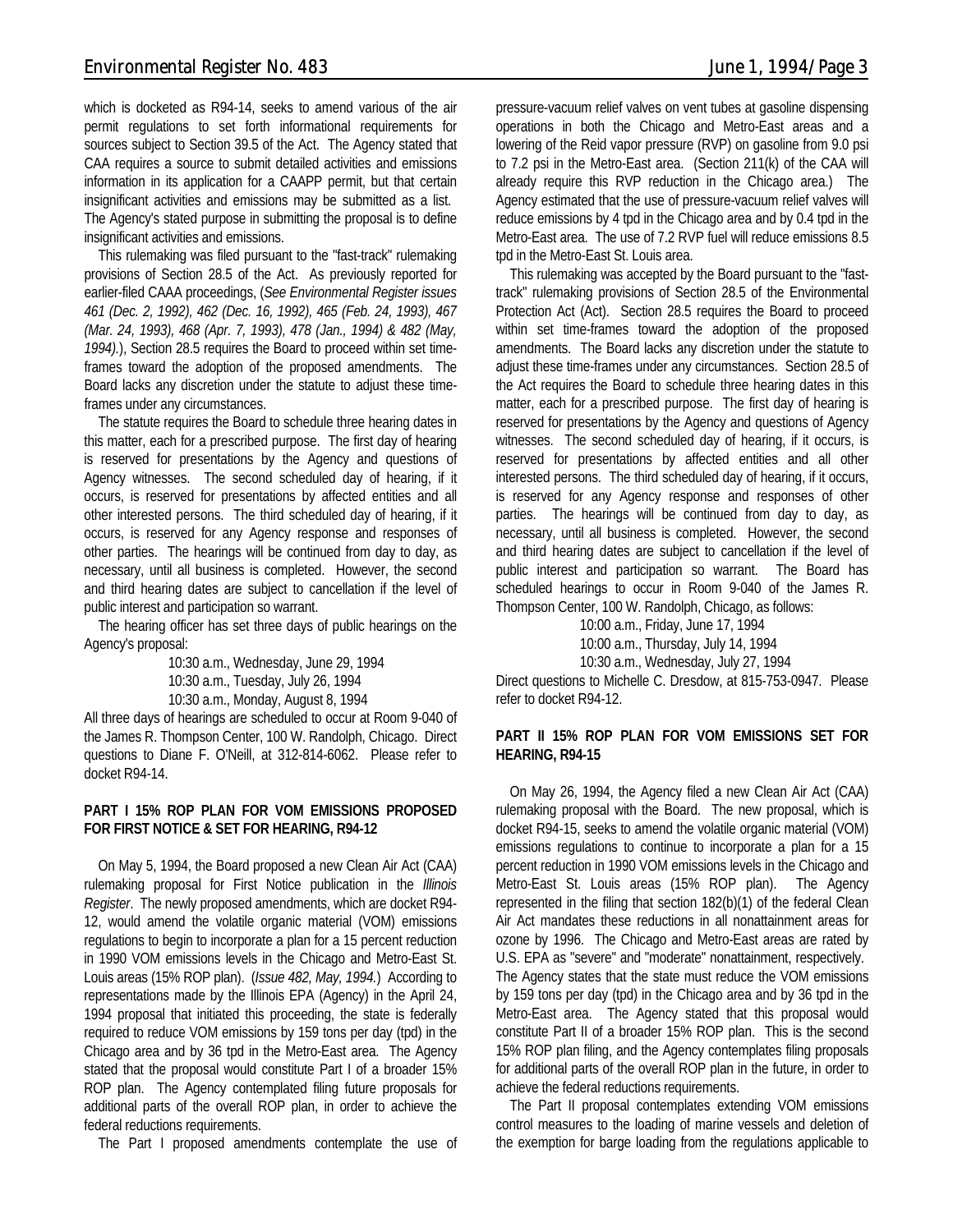which is docketed as R94-14, seeks to amend various of the air permit regulations to set forth informational requirements for sources subject to Section 39.5 of the Act. The Agency stated that CAA requires a source to submit detailed activities and emissions information in its application for a CAAPP permit, but that certain insignificant activities and emissions may be submitted as a list. The Agency's stated purpose in submitting the proposal is to define insignificant activities and emissions.

This rulemaking was filed pursuant to the "fast-track" rulemaking provisions of Section 28.5 of the Act. As previously reported for earlier-filed CAAA proceedings, (*See Environmental Register issues 461 (Dec. 2, 1992), 462 (Dec. 16, 1992), 465 (Feb. 24, 1993), 467 (Mar. 24, 1993), 468 (Apr. 7, 1993), 478 (Jan., 1994) & 482 (May, 1994).*), Section 28.5 requires the Board to proceed within set time-frames toward the adoption of the proposed amendments. The Board lacks any discretion under the statute to adjust these time-frames under any circumstances.

The statute requires the Board to schedule three hearing dates in this matter, each for a prescribed purpose. The first day of hearing is reserved for presentations by the Agency and questions of Agency witnesses. The second scheduled day of hearing, if it occurs, is reserved for presentations by affected entities and all other interested persons. The third scheduled day of hearing, if it occurs, is reserved for any Agency response and responses of other parties. The hearings will be continued from day to day, as necessary, until all business is completed. However, the second and third hearing dates are subject to cancellation if the level of public interest and participation so warrant.

The hearing officer has set three days of public hearings on the Agency's proposal:

10:30 a.m., Wednesday, June 29, 1994
10:30 a.m., Tuesday, July 26, 1994
10:30 a.m., Monday, August 8, 1994

All three days of hearings are scheduled to occur at Room 9-040 of the James R. Thompson Center, 100 W. Randolph, Chicago. Direct questions to Diane F. O'Neill, at 312-814-6062. Please refer to docket R94-14.

**PART I 15% ROP PLAN FOR VOM EMISSIONS PROPOSED FOR FIRST NOTICE & SET FOR HEARING, R94-12**

On May 5, 1994, the Board proposed a new Clean Air Act (CAA) rulemaking proposal for First Notice publication in the *Illinois Register*. The newly proposed amendments, which are docket R94-12, would amend the volatile organic material (VOM) emissions regulations to begin to incorporate a plan for a 15 percent reduction in 1990 VOM emissions levels in the Chicago and Metro-East St. Louis areas (15% ROP plan). (*Issue 482, May, 1994.*) According to representations made by the Illinois EPA (Agency) in the April 24, 1994 proposal that initiated this proceeding, the state is federally required to reduce VOM emissions by 159 tons per day (tpd) in the Chicago area and by 36 tpd in the Metro-East area. The Agency stated that the proposal would constitute Part I of a broader 15% ROP plan. The Agency contemplated filing future proposals for additional parts of the overall ROP plan, in order to achieve the federal reductions requirements.

The Part I proposed amendments contemplate the use of pressure-vacuum relief valves on vent tubes at gasoline dispensing operations in both the Chicago and Metro-East areas and a lowering of the Reid vapor pressure (RVP) on gasoline from 9.0 psi to 7.2 psi in the Metro-East area. (Section 211(k) of the CAA will already require this RVP reduction in the Chicago area.) The Agency estimated that the use of pressure-vacuum relief valves will reduce emissions by 4 tpd in the Chicago area and by 0.4 tpd in the Metro-East area. The use of 7.2 RVP fuel will reduce emissions 8.5 tpd in the Metro-East St. Louis area.

This rulemaking was accepted by the Board pursuant to the "fast-track" rulemaking provisions of Section 28.5 of the Environmental Protection Act (Act). Section 28.5 requires the Board to proceed within set time-frames toward the adoption of the proposed amendments. The Board lacks any discretion under the statute to adjust these time-frames under any circumstances. Section 28.5 of the Act requires the Board to schedule three hearing dates in this matter, each for a prescribed purpose. The first day of hearing is reserved for presentations by the Agency and questions of Agency witnesses. The second scheduled day of hearing, if it occurs, is reserved for presentations by affected entities and all other interested persons. The third scheduled day of hearing, if it occurs, is reserved for any Agency response and responses of other parties. The hearings will be continued from day to day, as necessary, until all business is completed. However, the second and third hearing dates are subject to cancellation if the level of public interest and participation so warrant. The Board has scheduled hearings to occur in Room 9-040 of the James R. Thompson Center, 100 W. Randolph, Chicago, as follows:

10:00 a.m., Friday, June 17, 1994
10:00 a.m., Thursday, July 14, 1994
10:30 a.m., Wednesday, July 27, 1994

Direct questions to Michelle C. Dresdow, at 815-753-0947. Please refer to docket R94-12.

**PART II 15% ROP PLAN FOR VOM EMISSIONS SET FOR HEARING, R94-15**

On May 26, 1994, the Agency filed a new Clean Air Act (CAA) rulemaking proposal with the Board. The new proposal, which is docket R94-15, seeks to amend the volatile organic material (VOM) emissions regulations to continue to incorporate a plan for a 15 percent reduction in 1990 VOM emissions levels in the Chicago and Metro-East St. Louis areas (15% ROP plan). The Agency represented in the filing that section 182(b)(1) of the federal Clean Air Act mandates these reductions in all nonattainment areas for ozone by 1996. The Chicago and Metro-East areas are rated by U.S. EPA as "severe" and "moderate" nonattainment, respectively. The Agency states that the state must reduce the VOM emissions by 159 tons per day (tpd) in the Chicago area and by 36 tpd in the Metro-East area. The Agency stated that this proposal would constitute Part II of a broader 15% ROP plan. This is the second 15% ROP plan filing, and the Agency contemplates filing proposals for additional parts of the overall ROP plan in the future, in order to achieve the federal reductions requirements.

The Part II proposal contemplates extending VOM emissions control measures to the loading of marine vessels and deletion of the exemption for barge loading from the regulations applicable to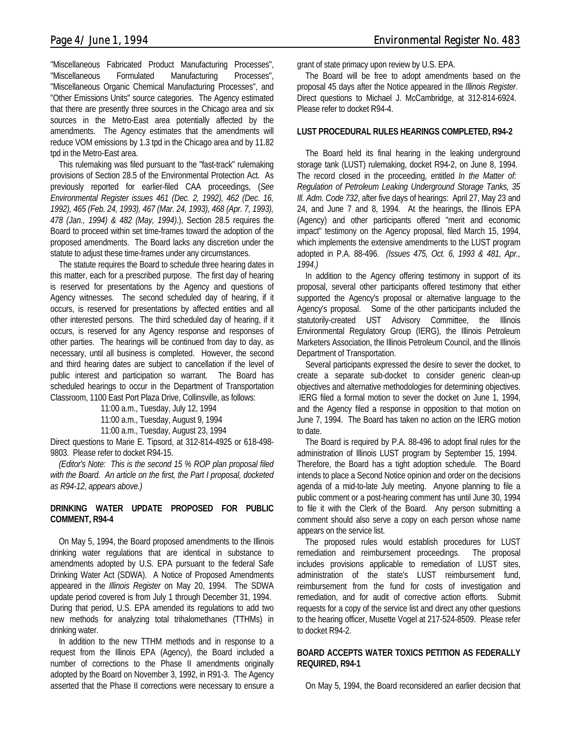"Miscellaneous Fabricated Product Manufacturing Processes", "Miscellaneous Formulated Manufacturing Processes", "Miscellaneous Organic Chemical Manufacturing Processes", and "Other Emissions Units" source categories. The Agency estimated that there are presently three sources in the Chicago area and six sources in the Metro-East area potentially affected by the amendments. The Agency estimates that the amendments will reduce VOM emissions by 1.3 tpd in the Chicago area and by 11.82 tpd in the Metro-East area.

This rulemaking was filed pursuant to the "fast-track" rulemaking provisions of Section 28.5 of the Environmental Protection Act. As previously reported for earlier-filed CAA proceedings, (*See Environmental Register issues 461 (Dec. 2, 1992), 462 (Dec. 16, 1992), 465 (Feb. 24, 1993), 467 (Mar. 24, 1993), 468 (Apr. 7, 1993), 478 (Jan., 1994) & 482 (May, 1994).*), Section 28.5 requires the Board to proceed within set time-frames toward the adoption of the proposed amendments. The Board lacks any discretion under the statute to adjust these time-frames under any circumstances.

The statute requires the Board to schedule three hearing dates in this matter, each for a prescribed purpose. The first day of hearing is reserved for presentations by the Agency and questions of Agency witnesses. The second scheduled day of hearing, if it occurs, is reserved for presentations by affected entities and all other interested persons. The third scheduled day of hearing, if it occurs, is reserved for any Agency response and responses of other parties. The hearings will be continued from day to day, as necessary, until all business is completed. However, the second and third hearing dates are subject to cancellation if the level of public interest and participation so warrant. The Board has scheduled hearings to occur in the Department of Transportation Classroom, 1100 East Port Plaza Drive, Collinsville, as follows:

11:00 a.m., Tuesday, July 12, 1994
11:00 a.m., Tuesday, August 9, 1994
11:00 a.m., Tuesday, August 23, 1994

Direct questions to Marie E. Tipsord, at 312-814-4925 or 618-498-9803. Please refer to docket R94-15.

*(Editor's Note: This is the second 15 % ROP plan proposal filed with the Board. An article on the first, the Part I proposal, docketed as R94-12, appears above.)*

**DRINKING WATER UPDATE PROPOSED FOR PUBLIC COMMENT, R94-4**

On May 5, 1994, the Board proposed amendments to the Illinois drinking water regulations that are identical in substance to amendments adopted by U.S. EPA pursuant to the federal Safe Drinking Water Act (SDWA). A Notice of Proposed Amendments appeared in the *Illinois Register* on May 20, 1994. The SDWA update period covered is from July 1 through December 31, 1994. During that period, U.S. EPA amended its regulations to add two new methods for analyzing total trihalomethanes (TTHMs) in drinking water.

In addition to the new TTHM methods and in response to a request from the Illinois EPA (Agency), the Board included a number of corrections to the Phase II amendments originally adopted by the Board on November 3, 1992, in R91-3. The Agency asserted that the Phase II corrections were necessary to ensure a grant of state primacy upon review by U.S. EPA.

The Board will be free to adopt amendments based on the proposal 45 days after the Notice appeared in the *Illinois Register*. Direct questions to Michael J. McCambridge, at 312-814-6924. Please refer to docket R94-4.

**LUST PROCEDURAL RULES HEARINGS COMPLETED, R94-2**

The Board held its final hearing in the leaking underground storage tank (LUST) rulemaking, docket R94-2, on June 8, 1994. The record closed in the proceeding, entitled *In the Matter of: Regulation of Petroleum Leaking Underground Storage Tanks, 35 Ill. Adm. Code 732*, after five days of hearings: April 27, May 23 and 24, and June 7 and 8, 1994. At the hearings, the Illinois EPA (Agency) and other participants offered "merit and economic impact" testimony on the Agency proposal, filed March 15, 1994, which implements the extensive amendments to the LUST program adopted in P.A. 88-496. *(Issues 475, Oct. 6, 1993 & 481, Apr., 1994.)*

In addition to the Agency offering testimony in support of its proposal, several other participants offered testimony that either supported the Agency's proposal or alternative language to the Agency's proposal. Some of the other participants included the statutorily-created UST Advisory Committee, the Illinois Environmental Regulatory Group (IERG), the Illinois Petroleum Marketers Association, the Illinois Petroleum Council, and the Illinois Department of Transportation.

Several participants expressed the desire to sever the docket, to create a separate sub-docket to consider generic clean-up objectives and alternative methodologies for determining objectives. IERG filed a formal motion to sever the docket on June 1, 1994, and the Agency filed a response in opposition to that motion on June 7, 1994. The Board has taken no action on the IERG motion to date.

The Board is required by P.A. 88-496 to adopt final rules for the administration of Illinois LUST program by September 15, 1994. Therefore, the Board has a tight adoption schedule. The Board intends to place a Second Notice opinion and order on the decisions agenda of a mid-to-late July meeting. Anyone planning to file a public comment or a post-hearing comment has until June 30, 1994 to file it with the Clerk of the Board. Any person submitting a comment should also serve a copy on each person whose name appears on the service list.

The proposed rules would establish procedures for LUST remediation and reimbursement proceedings. The proposal includes provisions applicable to remediation of LUST sites, administration of the state's LUST reimbursement fund, reimbursement from the fund for costs of investigation and remediation, and for audit of corrective action efforts. Submit requests for a copy of the service list and direct any other questions to the hearing officer, Musette Vogel at 217-524-8509. Please refer to docket R94-2.

**BOARD ACCEPTS WATER TOXICS PETITION AS FEDERALLY REQUIRED, R94-1**

On May 5, 1994, the Board reconsidered an earlier decision that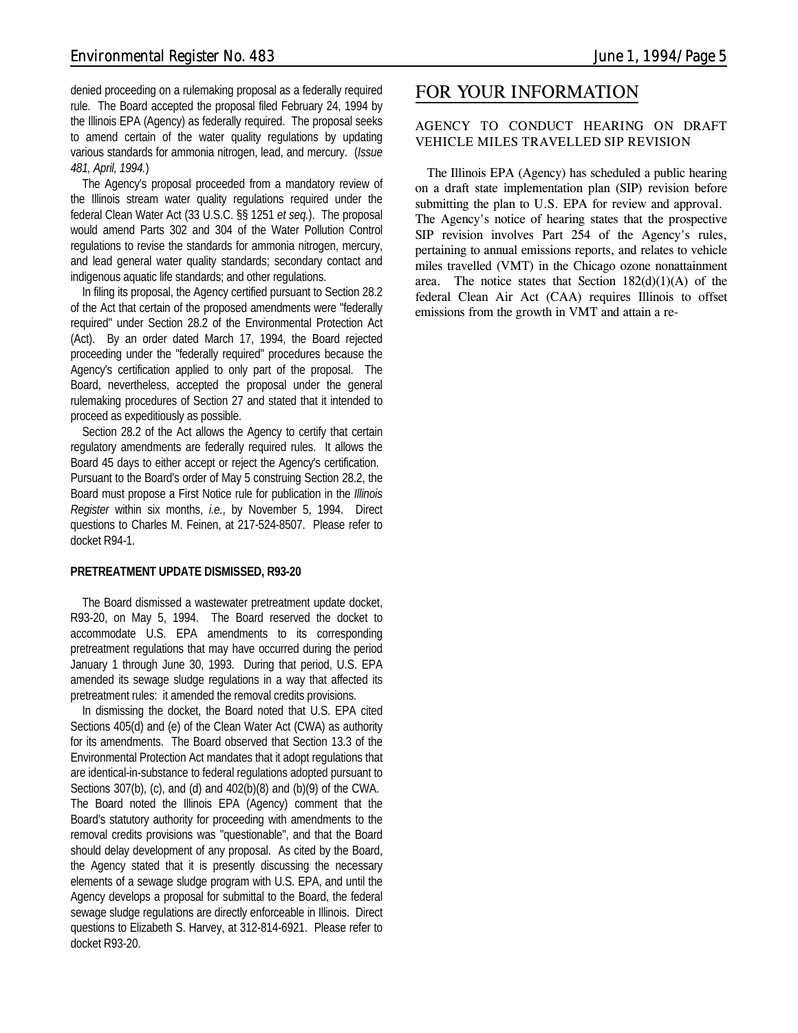denied proceeding on a rulemaking proposal as a federally required rule. The Board accepted the proposal filed February 24, 1994 by the Illinois EPA (Agency) as federally required. The proposal seeks to amend certain of the water quality regulations by updating various standards for ammonia nitrogen, lead, and mercury. (*Issue 481, April, 1994.*)

The Agency's proposal proceeded from a mandatory review of the Illinois stream water quality regulations required under the federal Clean Water Act (33 U.S.C. §§ 1251 *et seq.*). The proposal would amend Parts 302 and 304 of the Water Pollution Control regulations to revise the standards for ammonia nitrogen, mercury, and lead general water quality standards; secondary contact and indigenous aquatic life standards; and other regulations.

In filing its proposal, the Agency certified pursuant to Section 28.2 of the Act that certain of the proposed amendments were "federally required" under Section 28.2 of the Environmental Protection Act (Act). By an order dated March 17, 1994, the Board rejected proceeding under the "federally required" procedures because the Agency's certification applied to only part of the proposal. The Board, nevertheless, accepted the proposal under the general rulemaking procedures of Section 27 and stated that it intended to proceed as expeditiously as possible.

Section 28.2 of the Act allows the Agency to certify that certain regulatory amendments are federally required rules. It allows the Board 45 days to either accept or reject the Agency's certification. Pursuant to the Board's order of May 5 construing Section 28.2, the Board must propose a First Notice rule for publication in the *Illinois Register* within six months, *i.e.*, by November 5, 1994. Direct questions to Charles M. Feinen, at 217-524-8507. Please refer to docket R94-1.

**PRETREATMENT UPDATE DISMISSED, R93-20**

The Board dismissed a wastewater pretreatment update docket, R93-20, on May 5, 1994. The Board reserved the docket to accommodate U.S. EPA amendments to its corresponding pretreatment regulations that may have occurred during the period January 1 through June 30, 1993. During that period, U.S. EPA amended its sewage sludge regulations in a way that affected its pretreatment rules: it amended the removal credits provisions.

In dismissing the docket, the Board noted that U.S. EPA cited Sections 405(d) and (e) of the Clean Water Act (CWA) as authority for its amendments. The Board observed that Section 13.3 of the Environmental Protection Act mandates that it adopt regulations that are identical-in-substance to federal regulations adopted pursuant to Sections 307(b), (c), and (d) and 402(b)(8) and (b)(9) of the CWA. The Board noted the Illinois EPA (Agency) comment that the Board's statutory authority for proceeding with amendments to the removal credits provisions was "questionable", and that the Board should delay development of any proposal. As cited by the Board, the Agency stated that it is presently discussing the necessary elements of a sewage sludge program with U.S. EPA, and until the Agency develops a proposal for submittal to the Board, the federal sewage sludge regulations are directly enforceable in Illinois. Direct questions to Elizabeth S. Harvey, at 312-814-6921. Please refer to docket R93-20.

# FOR YOUR INFORMATION

## AGENCY TO CONDUCT HEARING ON DRAFT VEHICLE MILES TRAVELLED SIP REVISION

The Illinois EPA (Agency) has scheduled a public hearing on a draft state implementation plan (SIP) revision before submitting the plan to U.S. EPA for review and approval. The Agency's notice of hearing states that the prospective SIP revision involves Part 254 of the Agency's rules, pertaining to annual emissions reports, and relates to vehicle miles travelled (VMT) in the Chicago ozone nonattainment area. The notice states that Section 182(d)(1)(A) of the federal Clean Air Act (CAA) requires Illinois to offset emissions from the growth in VMT and attain a re-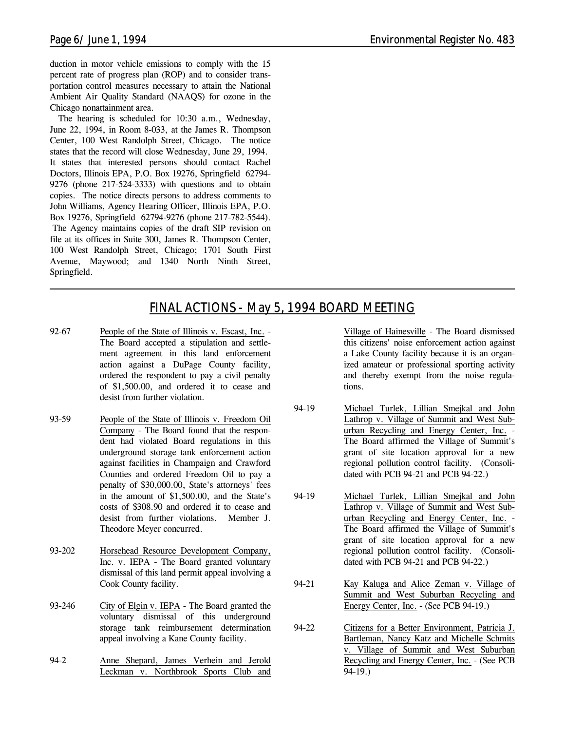duction in motor vehicle emissions to comply with the 15 percent rate of progress plan (ROP) and to consider transportation control measures necessary to attain the National Ambient Air Quality Standard (NAAQS) for ozone in the Chicago nonattainment area.

The hearing is scheduled for 10:30 a.m., Wednesday, June 22, 1994, in Room 8-033, at the James R. Thompson Center, 100 West Randolph Street, Chicago. The notice states that the record will close Wednesday, June 29, 1994. It states that interested persons should contact Rachel Doctors, Illinois EPA, P.O. Box 19276, Springfield 62794-9276 (phone 217-524-3333) with questions and to obtain copies. The notice directs persons to address comments to John Williams, Agency Hearing Officer, Illinois EPA, P.O. Box 19276, Springfield 62794-9276 (phone 217-782-5544). The Agency maintains copies of the draft SIP revision on file at its offices in Suite 300, James R. Thompson Center, 100 West Randolph Street, Chicago; 1701 South First Avenue, Maywood; and 1340 North Ninth Street, Springfield.

## FINAL ACTIONS - May 5, 1994 BOARD MEETING

92-67 People of the State of Illinois v. Escast, Inc. - The Board accepted a stipulation and settlement agreement in this land enforcement action against a DuPage County facility, ordered the respondent to pay a civil penalty of $1,500.00, and ordered it to cease and desist from further violation.

93-59 People of the State of Illinois v. Freedom Oil Company - The Board found that the respondent had violated Board regulations in this underground storage tank enforcement action against facilities in Champaign and Crawford Counties and ordered Freedom Oil to pay a penalty of $30,000.00, State's attorneys' fees in the amount of $1,500.00, and the State's costs of $308.90 and ordered it to cease and desist from further violations. Member J. Theodore Meyer concurred.

93-202 Horsehead Resource Development Company, Inc. v. IEPA - The Board granted voluntary dismissal of this land permit appeal involving a Cook County facility.

93-246 City of Elgin v. IEPA - The Board granted the voluntary dismissal of this underground storage tank reimbursement determination appeal involving a Kane County facility.

94-2 Anne Shepard, James Verhein and Jerold Leckman v. Northbrook Sports Club and Village of Hainesville - The Board dismissed this citizens' noise enforcement action against a Lake County facility because it is an organized amateur or professional sporting activity and thereby exempt from the noise regulations.

94-19 Michael Turlek, Lillian Smejkal and John Lathrop v. Village of Summit and West Suburban Recycling and Energy Center, Inc. - The Board affirmed the Village of Summit's grant of site location approval for a new regional pollution control facility. (Consolidated with PCB 94-21 and PCB 94-22.)

94-19 Michael Turlek, Lillian Smejkal and John Lathrop v. Village of Summit and West Suburban Recycling and Energy Center, Inc. - The Board affirmed the Village of Summit's grant of site location approval for a new regional pollution control facility. (Consolidated with PCB 94-21 and PCB 94-22.)

94-21 Kay Kaluga and Alice Zeman v. Village of Summit and West Suburban Recycling and Energy Center, Inc. - (See PCB 94-19.)

94-22 Citizens for a Better Environment, Patricia J. Bartleman, Nancy Katz and Michelle Schmits v. Village of Summit and West Suburban Recycling and Energy Center, Inc. - (See PCB 94-19.)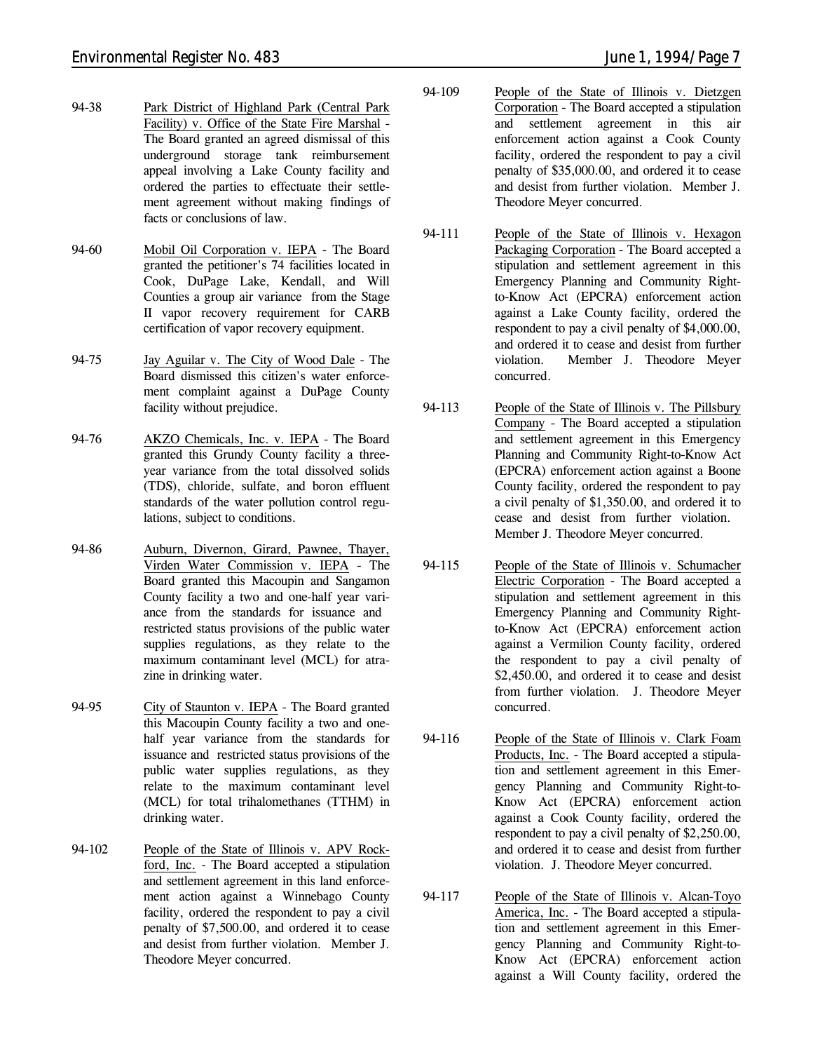94-38 Park District of Highland Park (Central Park Facility) v. Office of the State Fire Marshal - The Board granted an agreed dismissal of this underground storage tank reimbursement appeal involving a Lake County facility and ordered the parties to effectuate their settlement agreement without making findings of facts or conclusions of law.

94-60 Mobil Oil Corporation v. IEPA - The Board granted the petitioner's 74 facilities located in Cook, DuPage Lake, Kendall, and Will Counties a group air variance from the Stage II vapor recovery requirement for CARB certification of vapor recovery equipment.

94-75 Jay Aguilar v. The City of Wood Dale - The Board dismissed this citizen's water enforcement complaint against a DuPage County facility without prejudice.

94-76 AKZO Chemicals, Inc. v. IEPA - The Board granted this Grundy County facility a three-year variance from the total dissolved solids (TDS), chloride, sulfate, and boron effluent standards of the water pollution control regulations, subject to conditions.

94-86 Auburn, Divernon, Girard, Pawnee, Thayer, Virden Water Commission v. IEPA - The Board granted this Macoupin and Sangamon County facility a two and one-half year variance from the standards for issuance and restricted status provisions of the public water supplies regulations, as they relate to the maximum contaminant level (MCL) for atrazine in drinking water.

94-95 City of Staunton v. IEPA - The Board granted this Macoupin County facility a two and one-half year variance from the standards for issuance and restricted status provisions of the public water supplies regulations, as they relate to the maximum contaminant level (MCL) for total trihalomethanes (TTHM) in drinking water.

94-102 People of the State of Illinois v. APV Rockford, Inc. - The Board accepted a stipulation and settlement agreement in this land enforcement action against a Winnebago County facility, ordered the respondent to pay a civil penalty of $7,500.00, and ordered it to cease and desist from further violation. Member J. Theodore Meyer concurred.

94-109 People of the State of Illinois v. Dietzgen Corporation - The Board accepted a stipulation and settlement agreement in this air enforcement action against a Cook County facility, ordered the respondent to pay a civil penalty of $35,000.00, and ordered it to cease and desist from further violation. Member J. Theodore Meyer concurred.

94-111 People of the State of Illinois v. Hexagon Packaging Corporation - The Board accepted a stipulation and settlement agreement in this Emergency Planning and Community Right-to-Know Act (EPCRA) enforcement action against a Lake County facility, ordered the respondent to pay a civil penalty of $4,000.00, and ordered it to cease and desist from further violation. Member J. Theodore Meyer concurred.

94-113 People of the State of Illinois v. The Pillsbury Company - The Board accepted a stipulation and settlement agreement in this Emergency Planning and Community Right-to-Know Act (EPCRA) enforcement action against a Boone County facility, ordered the respondent to pay a civil penalty of $1,350.00, and ordered it to cease and desist from further violation. Member J. Theodore Meyer concurred.

94-115 People of the State of Illinois v. Schumacher Electric Corporation - The Board accepted a stipulation and settlement agreement in this Emergency Planning and Community Right-to-Know Act (EPCRA) enforcement action against a Vermilion County facility, ordered the respondent to pay a civil penalty of $2,450.00, and ordered it to cease and desist from further violation. J. Theodore Meyer concurred.

94-116 People of the State of Illinois v. Clark Foam Products, Inc. - The Board accepted a stipulation and settlement agreement in this Emergency Planning and Community Right-to-Know Act (EPCRA) enforcement action against a Cook County facility, ordered the respondent to pay a civil penalty of $2,250.00, and ordered it to cease and desist from further violation. J. Theodore Meyer concurred.

94-117 People of the State of Illinois v. Alcan-Toyo America, Inc. - The Board accepted a stipulation and settlement agreement in this Emergency Planning and Community Right-to-Know Act (EPCRA) enforcement action against a Will County facility, ordered the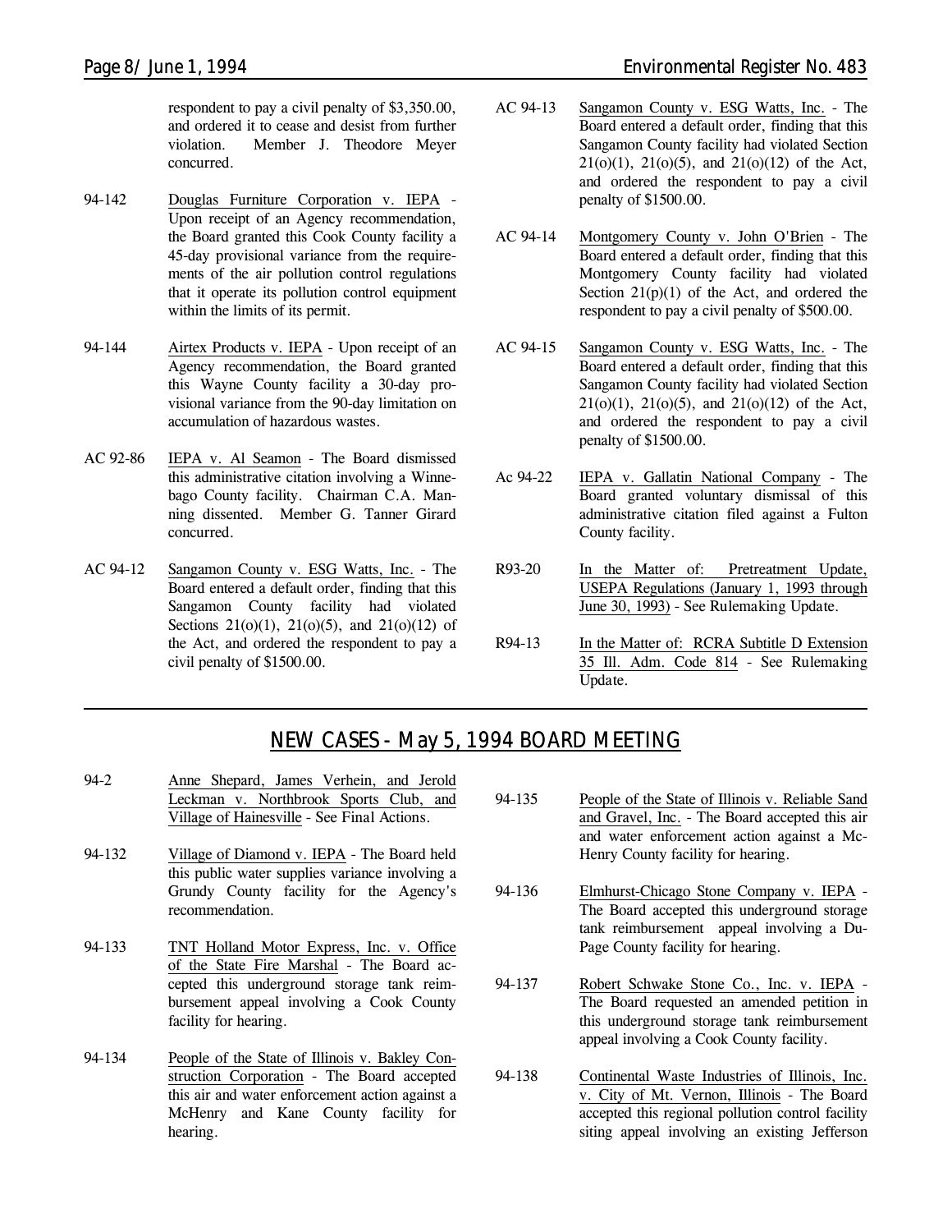respondent to pay a civil penalty of $3,350.00, and ordered it to cease and desist from further violation. Member J. Theodore Meyer concurred.

94-142 Douglas Furniture Corporation v. IEPA - Upon receipt of an Agency recommendation, the Board granted this Cook County facility a 45-day provisional variance from the requirements of the air pollution control regulations that it operate its pollution control equipment within the limits of its permit.

94-144 Airtex Products v. IEPA - Upon receipt of an Agency recommendation, the Board granted this Wayne County facility a 30-day provisional variance from the 90-day limitation on accumulation of hazardous wastes.

AC 92-86 IEPA v. Al Seamon - The Board dismissed this administrative citation involving a Winnebago County facility. Chairman C.A. Manning dissented. Member G. Tanner Girard concurred.

AC 94-12 Sangamon County v. ESG Watts, Inc. - The Board entered a default order, finding that this Sangamon County facility had violated Sections 21(o)(1), 21(o)(5), and 21(o)(12) of the Act, and ordered the respondent to pay a civil penalty of $1500.00.

AC 94-13 Sangamon County v. ESG Watts, Inc. - The Board entered a default order, finding that this Sangamon County facility had violated Section 21(o)(1), 21(o)(5), and 21(o)(12) of the Act, and ordered the respondent to pay a civil penalty of $1500.00.

AC 94-14 Montgomery County v. John O'Brien - The Board entered a default order, finding that this Montgomery County facility had violated Section 21(p)(1) of the Act, and ordered the respondent to pay a civil penalty of $500.00.

AC 94-15 Sangamon County v. ESG Watts, Inc. - The Board entered a default order, finding that this Sangamon County facility had violated Section 21(o)(1), 21(o)(5), and 21(o)(12) of the Act, and ordered the respondent to pay a civil penalty of $1500.00.

Ac 94-22 IEPA v. Gallatin National Company - The Board granted voluntary dismissal of this administrative citation filed against a Fulton County facility.

R93-20 In the Matter of: Pretreatment Update, USEPA Regulations (January 1, 1993 through June 30, 1993) - See Rulemaking Update.

R94-13 In the Matter of: RCRA Subtitle D Extension 35 Ill. Adm. Code 814 - See Rulemaking Update.

## NEW CASES - May 5, 1994 BOARD MEETING

94-2 Anne Shepard, James Verhein, and Jerold Leckman v. Northbrook Sports Club, and Village of Hainesville - See Final Actions.

94-132 Village of Diamond v. IEPA - The Board held this public water supplies variance involving a Grundy County facility for the Agency's recommendation.

94-133 TNT Holland Motor Express, Inc. v. Office of the State Fire Marshal - The Board accepted this underground storage tank reimbursement appeal involving a Cook County facility for hearing.

94-134 People of the State of Illinois v. Bakley Construction Corporation - The Board accepted this air and water enforcement action against a McHenry and Kane County facility for hearing.

94-135 People of the State of Illinois v. Reliable Sand and Gravel, Inc. - The Board accepted this air and water enforcement action against a McHenry County facility for hearing.

94-136 Elmhurst-Chicago Stone Company v. IEPA - The Board accepted this underground storage tank reimbursement appeal involving a DuPage County facility for hearing.

94-137 Robert Schwake Stone Co., Inc. v. IEPA - The Board requested an amended petition in this underground storage tank reimbursement appeal involving a Cook County facility.

94-138 Continental Waste Industries of Illinois, Inc. v. City of Mt. Vernon, Illinois - The Board accepted this regional pollution control facility siting appeal involving an existing Jefferson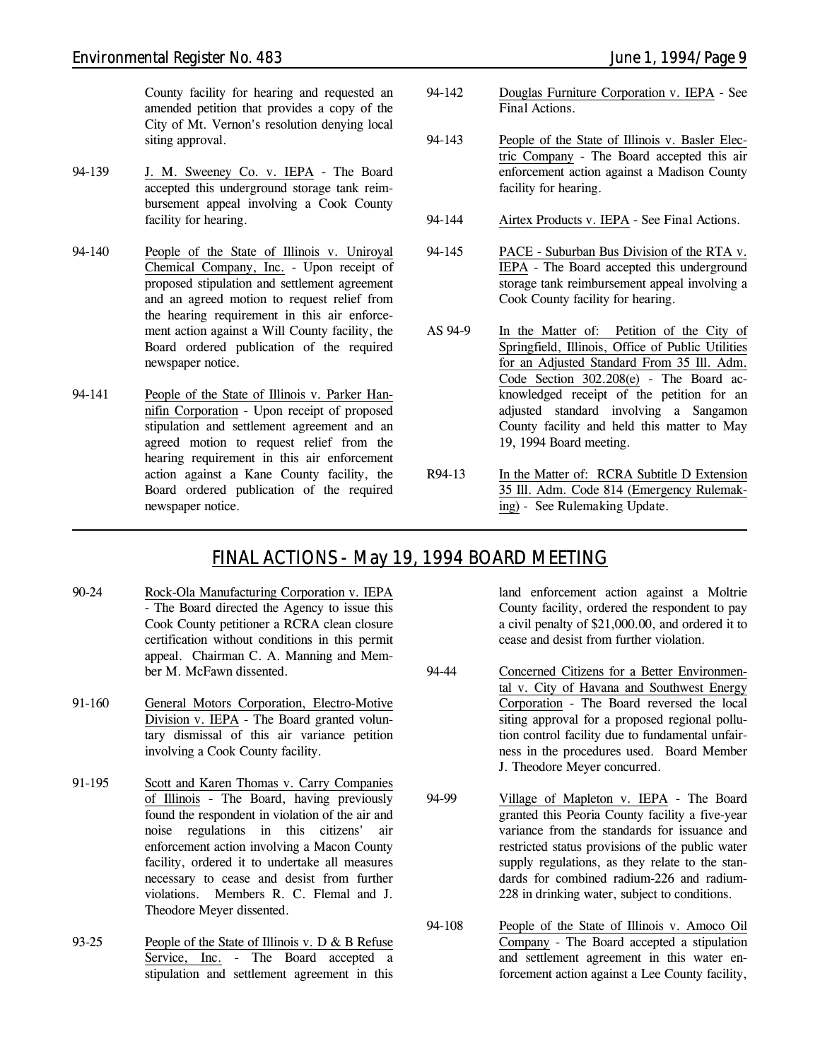County facility for hearing and requested an amended petition that provides a copy of the City of Mt. Vernon's resolution denying local siting approval.

94-139 J. M. Sweeney Co. v. IEPA - The Board accepted this underground storage tank reimbursement appeal involving a Cook County facility for hearing.

94-140 People of the State of Illinois v. Uniroyal Chemical Company, Inc. - Upon receipt of proposed stipulation and settlement agreement and an agreed motion to request relief from the hearing requirement in this air enforcement action against a Will County facility, the Board ordered publication of the required newspaper notice.

94-141 People of the State of Illinois v. Parker Hannifin Corporation - Upon receipt of proposed stipulation and settlement agreement and an agreed motion to request relief from the hearing requirement in this air enforcement action against a Kane County facility, the Board ordered publication of the required newspaper notice.

94-142 Douglas Furniture Corporation v. IEPA - See Final Actions.

94-143 People of the State of Illinois v. Basler Electric Company - The Board accepted this air enforcement action against a Madison County facility for hearing.

94-144 Airtex Products v. IEPA - See Final Actions.

94-145 PACE - Suburban Bus Division of the RTA v. IEPA - The Board accepted this underground storage tank reimbursement appeal involving a Cook County facility for hearing.

AS 94-9 In the Matter of: Petition of the City of Springfield, Illinois, Office of Public Utilities for an Adjusted Standard From 35 Ill. Adm. Code Section 302.208(e) - The Board acknowledged receipt of the petition for an adjusted standard involving a Sangamon County facility and held this matter to May 19, 1994 Board meeting.

R94-13 In the Matter of: RCRA Subtitle D Extension 35 Ill. Adm. Code 814 (Emergency Rulemaking) - See Rulemaking Update.

## FINAL ACTIONS - May 19, 1994 BOARD MEETING

90-24 Rock-Ola Manufacturing Corporation v. IEPA - The Board directed the Agency to issue this Cook County petitioner a RCRA clean closure certification without conditions in this permit appeal. Chairman C. A. Manning and Member M. McFawn dissented.

91-160 General Motors Corporation, Electro-Motive Division v. IEPA - The Board granted voluntary dismissal of this air variance petition involving a Cook County facility.

91-195 Scott and Karen Thomas v. Carry Companies of Illinois - The Board, having previously found the respondent in violation of the air and noise regulations in this citizens' air enforcement action involving a Macon County facility, ordered it to undertake all measures necessary to cease and desist from further violations. Members R. C. Flemal and J. Theodore Meyer dissented.

93-25 People of the State of Illinois v. D & B Refuse Service, Inc. - The Board accepted a stipulation and settlement agreement in this land enforcement action against a Moltrie County facility, ordered the respondent to pay a civil penalty of $21,000.00, and ordered it to cease and desist from further violation.

94-44 Concerned Citizens for a Better Environmental v. City of Havana and Southwest Energy Corporation - The Board reversed the local siting approval for a proposed regional pollution control facility due to fundamental unfairness in the procedures used. Board Member J. Theodore Meyer concurred.

94-99 Village of Mapleton v. IEPA - The Board granted this Peoria County facility a five-year variance from the standards for issuance and restricted status provisions of the public water supply regulations, as they relate to the standards for combined radium-226 and radium-228 in drinking water, subject to conditions.

94-108 People of the State of Illinois v. Amoco Oil Company - The Board accepted a stipulation and settlement agreement in this water enforcement action against a Lee County facility,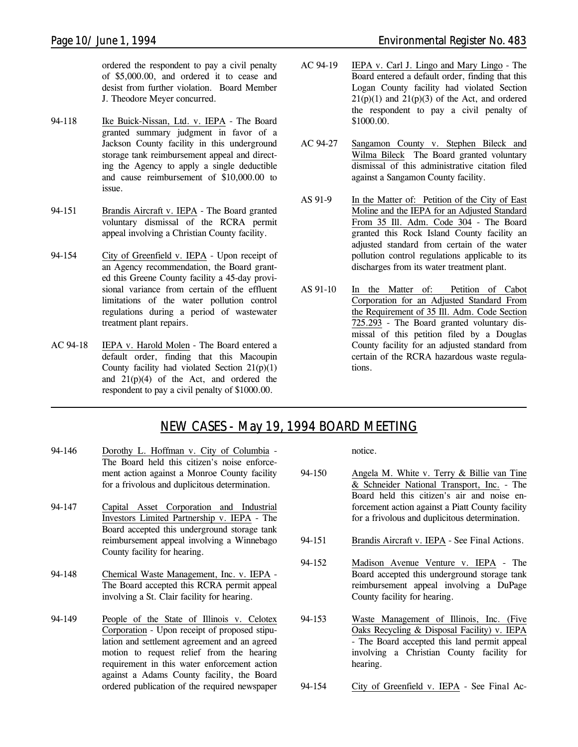ordered the respondent to pay a civil penalty of $5,000.00, and ordered it to cease and desist from further violation. Board Member J. Theodore Meyer concurred.

94-118 Ike Buick-Nissan, Ltd. v. IEPA - The Board granted summary judgment in favor of a Jackson County facility in this underground storage tank reimbursement appeal and directing the Agency to apply a single deductible and cause reimbursement of $10,000.00 to issue.

94-151 Brandis Aircraft v. IEPA - The Board granted voluntary dismissal of the RCRA permit appeal involving a Christian County facility.

94-154 City of Greenfield v. IEPA - Upon receipt of an Agency recommendation, the Board granted this Greene County facility a 45-day provisional variance from certain of the effluent limitations of the water pollution control regulations during a period of wastewater treatment plant repairs.

AC 94-18 IEPA v. Harold Molen - The Board entered a default order, finding that this Macoupin County facility had violated Section 21(p)(1) and 21(p)(4) of the Act, and ordered the respondent to pay a civil penalty of $1000.00.

AC 94-19 IEPA v. Carl J. Lingo and Mary Lingo - The Board entered a default order, finding that this Logan County facility had violated Section 21(p)(1) and 21(p)(3) of the Act, and ordered the respondent to pay a civil penalty of $1000.00.

AC 94-27 Sangamon County v. Stephen Bileck and Wilma Bileck The Board granted voluntary dismissal of this administrative citation filed against a Sangamon County facility.

AS 91-9 In the Matter of: Petition of the City of East Moline and the IEPA for an Adjusted Standard From 35 Ill. Adm. Code 304 - The Board granted this Rock Island County facility an adjusted standard from certain of the water pollution control regulations applicable to its discharges from its water treatment plant.

AS 91-10 In the Matter of: Petition of Cabot Corporation for an Adjusted Standard From the Requirement of 35 Ill. Adm. Code Section 725.293 - The Board granted voluntary dismissal of this petition filed by a Douglas County facility for an adjusted standard from certain of the RCRA hazardous waste regulations.

## NEW CASES - May 19, 1994 BOARD MEETING

94-146 Dorothy L. Hoffman v. City of Columbia - The Board held this citizen's noise enforcement action against a Monroe County facility for a frivolous and duplicitous determination.

94-147 Capital Asset Corporation and Industrial Investors Limited Partnership v. IEPA - The Board accepted this underground storage tank reimbursement appeal involving a Winnebago County facility for hearing.

94-148 Chemical Waste Management, Inc. v. IEPA - The Board accepted this RCRA permit appeal involving a St. Clair facility for hearing.

94-149 People of the State of Illinois v. Celotex Corporation - Upon receipt of proposed stipulation and settlement agreement and an agreed motion to request relief from the hearing requirement in this water enforcement action against a Adams County facility, the Board ordered publication of the required newspaper notice.

94-150 Angela M. White v. Terry & Billie van Tine & Schneider National Transport, Inc. - The Board held this citizen's air and noise enforcement action against a Piatt County facility for a frivolous and duplicitous determination.

94-151 Brandis Aircraft v. IEPA - See Final Actions.

94-152 Madison Avenue Venture v. IEPA - The Board accepted this underground storage tank reimbursement appeal involving a DuPage County facility for hearing.

94-153 Waste Management of Illinois, Inc. (Five Oaks Recycling & Disposal Facility) v. IEPA - The Board accepted this land permit appeal involving a Christian County facility for hearing.

94-154 City of Greenfield v. IEPA - See Final Ac-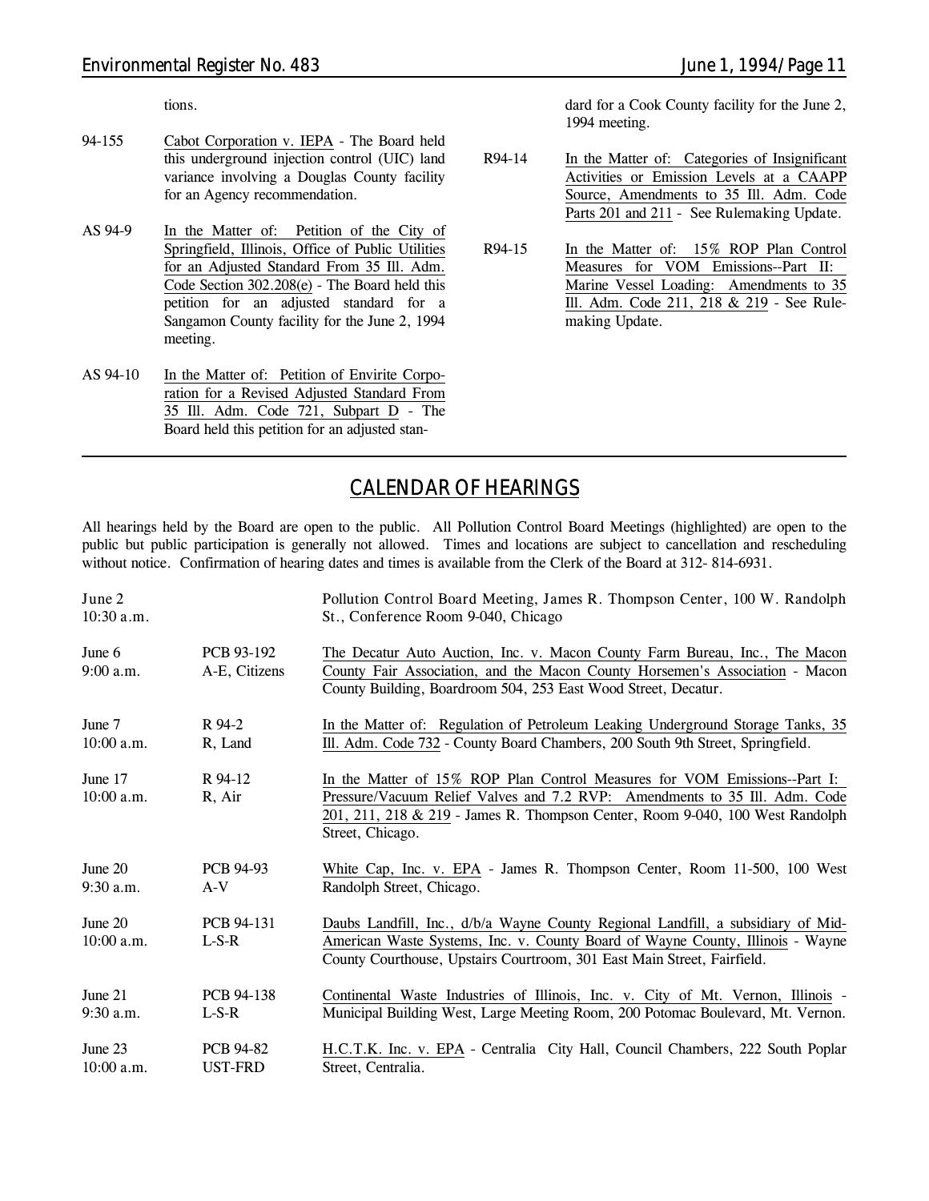tions.

94-155 Cabot Corporation v. IEPA - The Board held this underground injection control (UIC) land variance involving a Douglas County facility for an Agency recommendation.

AS 94-9 In the Matter of: Petition of the City of Springfield, Illinois, Office of Public Utilities for an Adjusted Standard From 35 Ill. Adm. Code Section 302.208(e) - The Board held this petition for an adjusted standard for a Sangamon County facility for the June 2, 1994 meeting.

AS 94-10 In the Matter of: Petition of Envirite Corporation for a Revised Adjusted Standard From 35 Ill. Adm. Code 721, Subpart D - The Board held this petition for an adjusted standard for a Cook County facility for the June 2, 1994 meeting.

R94-14 In the Matter of: Categories of Insignificant Activities or Emission Levels at a CAAPP Source, Amendments to 35 Ill. Adm. Code Parts 201 and 211 - See Rulemaking Update.

R94-15 In the Matter of: 15% ROP Plan Control Measures for VOM Emissions--Part II: Marine Vessel Loading: Amendments to 35 Ill. Adm. Code 211, 218 & 219 - See Rulemaking Update.

## CALENDAR OF HEARINGS

All hearings held by the Board are open to the public. All Pollution Control Board Meetings (highlighted) are open to the public but public participation is generally not allowed. Times and locations are subject to cancellation and rescheduling without notice. Confirmation of hearing dates and times is available from the Clerk of the Board at 312- 814-6931.

| Date/Time | Case | Description |
|---|---|---|
| June 2<br>10:30 a.m. | | Pollution Control Board Meeting, James R. Thompson Center, 100 W. Randolph St., Conference Room 9-040, Chicago |
| June 6<br>9:00 a.m. | PCB 93-192<br>A-E, Citizens | The Decatur Auto Auction, Inc. v. Macon County Farm Bureau, Inc., The Macon County Fair Association, and the Macon County Horsemen's Association - Macon County Building, Boardroom 504, 253 East Wood Street, Decatur. |
| June 7<br>10:00 a.m. | R 94-2<br>R, Land | In the Matter of: Regulation of Petroleum Leaking Underground Storage Tanks, 35 Ill. Adm. Code 732 - County Board Chambers, 200 South 9th Street, Springfield. |
| June 17<br>10:00 a.m. | R 94-12<br>R, Air | In the Matter of 15% ROP Plan Control Measures for VOM Emissions--Part I: Pressure/Vacuum Relief Valves and 7.2 RVP: Amendments to 35 Ill. Adm. Code 201, 211, 218 & 219 - James R. Thompson Center, Room 9-040, 100 West Randolph Street, Chicago. |
| June 20<br>9:30 a.m. | PCB 94-93<br>A-V | White Cap, Inc. v. EPA - James R. Thompson Center, Room 11-500, 100 West Randolph Street, Chicago. |
| June 20<br>10:00 a.m. | PCB 94-131<br>L-S-R | Daubs Landfill, Inc., d/b/a Wayne County Regional Landfill, a subsidiary of Mid-American Waste Systems, Inc. v. County Board of Wayne County, Illinois - Wayne County Courthouse, Upstairs Courtroom, 301 East Main Street, Fairfield. |
| June 21<br>9:30 a.m. | PCB 94-138<br>L-S-R | Continental Waste Industries of Illinois, Inc. v. City of Mt. Vernon, Illinois - Municipal Building West, Large Meeting Room, 200 Potomac Boulevard, Mt. Vernon. |
| June 23<br>10:00 a.m. | PCB 94-82<br>UST-FRD | H.C.T.K. Inc. v. EPA - Centralia City Hall, Council Chambers, 222 South Poplar Street, Centralia. |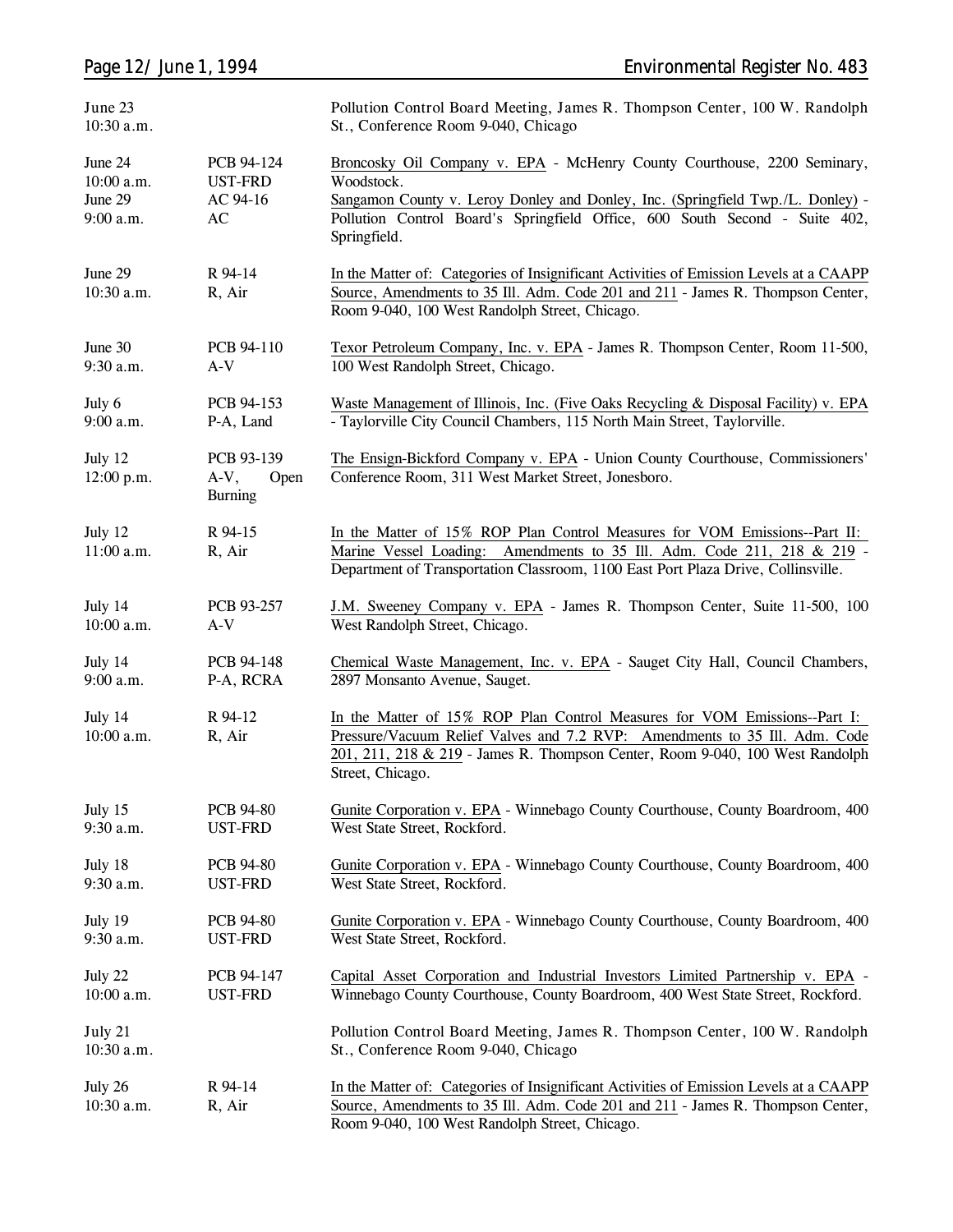| | | |
|---|---|---|
| June 23<br>10:30 a.m. | | Pollution Control Board Meeting, James R. Thompson Center, 100 W. Randolph St., Conference Room 9-040, Chicago |
| June 24<br>10:00 a.m. | PCB 94-124<br>UST-FRD | Broncosky Oil Company v. EPA - McHenry County Courthouse, 2200 Seminary, Woodstock. |
| June 29<br>9:00 a.m. | AC 94-16<br>AC | Sangamon County v. Leroy Donley and Donley, Inc. (Springfield Twp./L. Donley) - Pollution Control Board's Springfield Office, 600 South Second - Suite 402, Springfield. |
| June 29<br>10:30 a.m. | R 94-14<br>R, Air | In the Matter of: Categories of Insignificant Activities of Emission Levels at a CAAPP Source, Amendments to 35 Ill. Adm. Code 201 and 211 - James R. Thompson Center, Room 9-040, 100 West Randolph Street, Chicago. |
| June 30<br>9:30 a.m. | PCB 94-110<br>A-V | Texor Petroleum Company, Inc. v. EPA - James R. Thompson Center, Room 11-500, 100 West Randolph Street, Chicago. |
| July 6<br>9:00 a.m. | PCB 94-153<br>P-A, Land | Waste Management of Illinois, Inc. (Five Oaks Recycling & Disposal Facility) v. EPA - Taylorville City Council Chambers, 115 North Main Street, Taylorville. |
| July 12<br>12:00 p.m. | PCB 93-139<br>A-V, Open Burning | The Ensign-Bickford Company v. EPA - Union County Courthouse, Commissioners' Conference Room, 311 West Market Street, Jonesboro. |
| July 12<br>11:00 a.m. | R 94-15<br>R, Air | In the Matter of 15% ROP Plan Control Measures for VOM Emissions--Part II: Marine Vessel Loading: Amendments to 35 Ill. Adm. Code 211, 218 & 219 - Department of Transportation Classroom, 1100 East Port Plaza Drive, Collinsville. |
| July 14<br>10:00 a.m. | PCB 93-257<br>A-V | J.M. Sweeney Company v. EPA - James R. Thompson Center, Suite 11-500, 100 West Randolph Street, Chicago. |
| July 14<br>9:00 a.m. | PCB 94-148<br>P-A, RCRA | Chemical Waste Management, Inc. v. EPA - Sauget City Hall, Council Chambers, 2897 Monsanto Avenue, Sauget. |
| July 14<br>10:00 a.m. | R 94-12<br>R, Air | In the Matter of 15% ROP Plan Control Measures for VOM Emissions--Part I: Pressure/Vacuum Relief Valves and 7.2 RVP: Amendments to 35 Ill. Adm. Code 201, 211, 218 & 219 - James R. Thompson Center, Room 9-040, 100 West Randolph Street, Chicago. |
| July 15<br>9:30 a.m. | PCB 94-80<br>UST-FRD | Gunite Corporation v. EPA - Winnebago County Courthouse, County Boardroom, 400 West State Street, Rockford. |
| July 18<br>9:30 a.m. | PCB 94-80<br>UST-FRD | Gunite Corporation v. EPA - Winnebago County Courthouse, County Boardroom, 400 West State Street, Rockford. |
| July 19<br>9:30 a.m. | PCB 94-80<br>UST-FRD | Gunite Corporation v. EPA - Winnebago County Courthouse, County Boardroom, 400 West State Street, Rockford. |
| July 22<br>10:00 a.m. | PCB 94-147<br>UST-FRD | Capital Asset Corporation and Industrial Investors Limited Partnership v. EPA - Winnebago County Courthouse, County Boardroom, 400 West State Street, Rockford. |
| July 21<br>10:30 a.m. | | Pollution Control Board Meeting, James R. Thompson Center, 100 W. Randolph St., Conference Room 9-040, Chicago |
| July 26<br>10:30 a.m. | R 94-14<br>R, Air | In the Matter of: Categories of Insignificant Activities of Emission Levels at a CAAPP Source, Amendments to 35 Ill. Adm. Code 201 and 211 - James R. Thompson Center, Room 9-040, 100 West Randolph Street, Chicago. |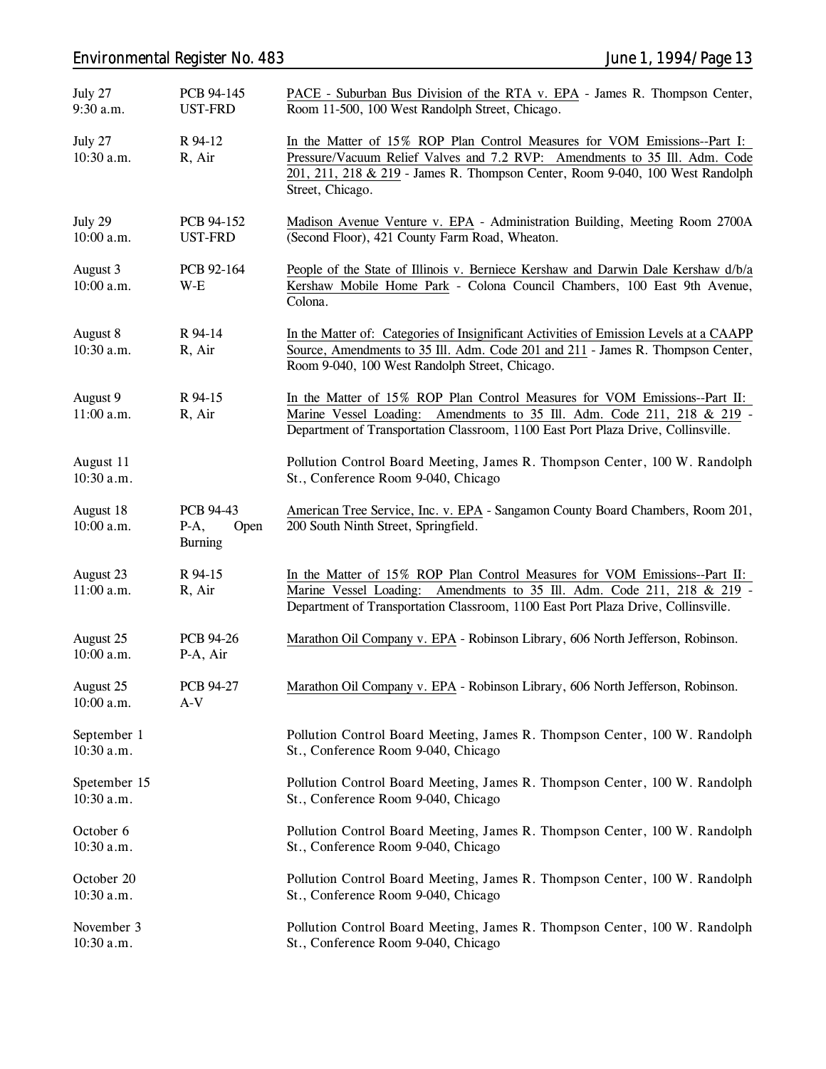| | | |
|---|---|---|
| July 27<br>9:30 a.m. | PCB 94-145<br>UST-FRD | PACE - Suburban Bus Division of the RTA v. EPA - James R. Thompson Center, Room 11-500, 100 West Randolph Street, Chicago. |
| July 27<br>10:30 a.m. | R 94-12<br>R, Air | In the Matter of 15% ROP Plan Control Measures for VOM Emissions--Part I: Pressure/Vacuum Relief Valves and 7.2 RVP: Amendments to 35 Ill. Adm. Code 201, 211, 218 & 219 - James R. Thompson Center, Room 9-040, 100 West Randolph Street, Chicago. |
| July 29<br>10:00 a.m. | PCB 94-152<br>UST-FRD | Madison Avenue Venture v. EPA - Administration Building, Meeting Room 2700A (Second Floor), 421 County Farm Road, Wheaton. |
| August 3<br>10:00 a.m. | PCB 92-164<br>W-E | People of the State of Illinois v. Berniece Kershaw and Darwin Dale Kershaw d/b/a Kershaw Mobile Home Park - Colona Council Chambers, 100 East 9th Avenue, Colona. |
| August 8<br>10:30 a.m. | R 94-14<br>R, Air | In the Matter of: Categories of Insignificant Activities of Emission Levels at a CAAPP Source, Amendments to 35 Ill. Adm. Code 201 and 211 - James R. Thompson Center, Room 9-040, 100 West Randolph Street, Chicago. |
| August 9<br>11:00 a.m. | R 94-15<br>R, Air | In the Matter of 15% ROP Plan Control Measures for VOM Emissions--Part II: Marine Vessel Loading: Amendments to 35 Ill. Adm. Code 211, 218 & 219 - Department of Transportation Classroom, 1100 East Port Plaza Drive, Collinsville. |
| August 11<br>10:30 a.m. | | Pollution Control Board Meeting, James R. Thompson Center, 100 W. Randolph St., Conference Room 9-040, Chicago |
| August 18<br>10:00 a.m. | PCB 94-43<br>P-A, Open Burning | American Tree Service, Inc. v. EPA - Sangamon County Board Chambers, Room 201, 200 South Ninth Street, Springfield. |
| August 23<br>11:00 a.m. | R 94-15<br>R, Air | In the Matter of 15% ROP Plan Control Measures for VOM Emissions--Part II: Marine Vessel Loading: Amendments to 35 Ill. Adm. Code 211, 218 & 219 - Department of Transportation Classroom, 1100 East Port Plaza Drive, Collinsville. |
| August 25<br>10:00 a.m. | PCB 94-26<br>P-A, Air | Marathon Oil Company v. EPA - Robinson Library, 606 North Jefferson, Robinson. |
| August 25<br>10:00 a.m. | PCB 94-27<br>A-V | Marathon Oil Company v. EPA - Robinson Library, 606 North Jefferson, Robinson. |
| September 1<br>10:30 a.m. | | Pollution Control Board Meeting, James R. Thompson Center, 100 W. Randolph St., Conference Room 9-040, Chicago |
| Spetember 15<br>10:30 a.m. | | Pollution Control Board Meeting, James R. Thompson Center, 100 W. Randolph St., Conference Room 9-040, Chicago |
| October 6<br>10:30 a.m. | | Pollution Control Board Meeting, James R. Thompson Center, 100 W. Randolph St., Conference Room 9-040, Chicago |
| October 20<br>10:30 a.m. | | Pollution Control Board Meeting, James R. Thompson Center, 100 W. Randolph St., Conference Room 9-040, Chicago |
| November 3<br>10:30 a.m. | | Pollution Control Board Meeting, James R. Thompson Center, 100 W. Randolph St., Conference Room 9-040, Chicago |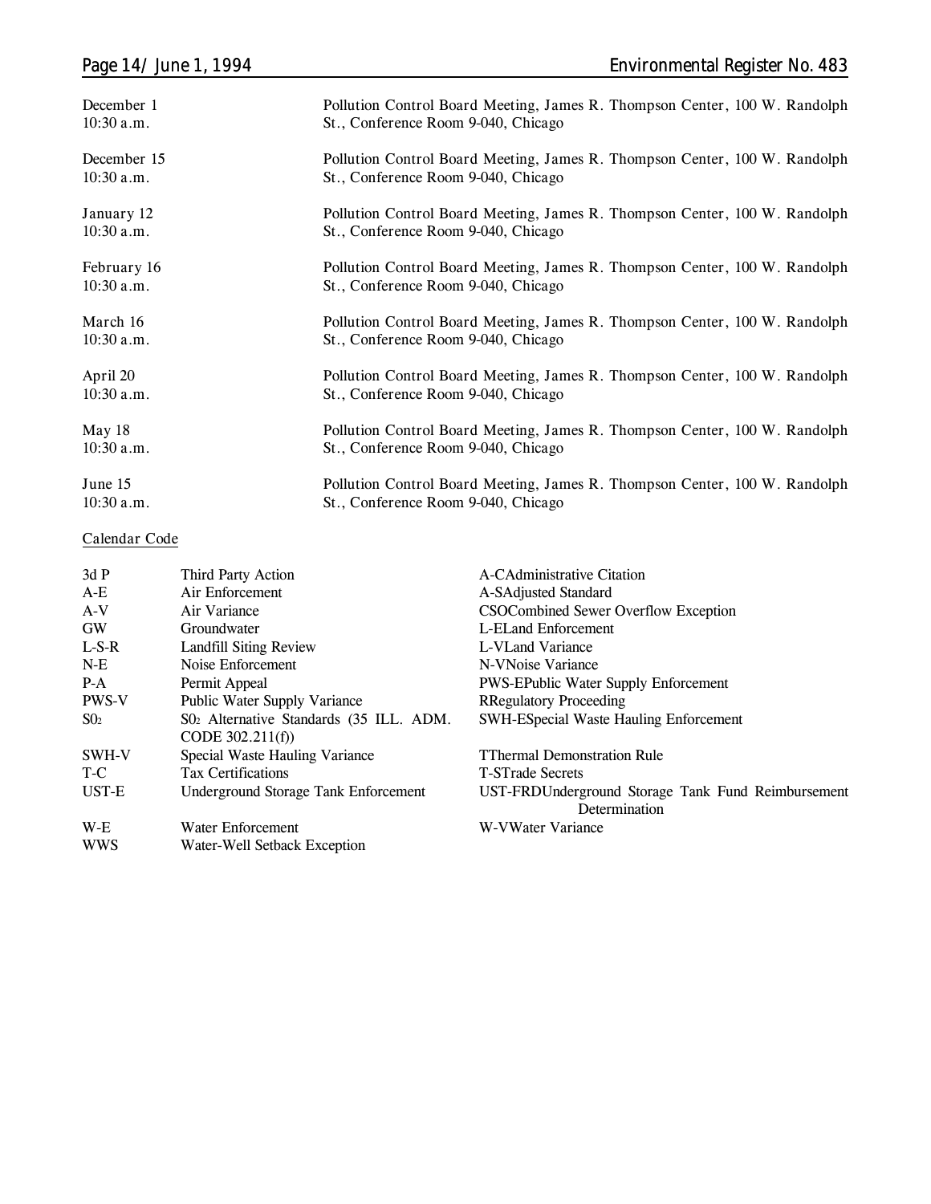| | |
|---|---|
| December 1<br>10:30 a.m. | Pollution Control Board Meeting, James R. Thompson Center, 100 W. Randolph St., Conference Room 9-040, Chicago |
| December 15<br>10:30 a.m. | Pollution Control Board Meeting, James R. Thompson Center, 100 W. Randolph St., Conference Room 9-040, Chicago |
| January 12<br>10:30 a.m. | Pollution Control Board Meeting, James R. Thompson Center, 100 W. Randolph St., Conference Room 9-040, Chicago |
| February 16<br>10:30 a.m. | Pollution Control Board Meeting, James R. Thompson Center, 100 W. Randolph St., Conference Room 9-040, Chicago |
| March 16<br>10:30 a.m. | Pollution Control Board Meeting, James R. Thompson Center, 100 W. Randolph St., Conference Room 9-040, Chicago |
| April 20<br>10:30 a.m. | Pollution Control Board Meeting, James R. Thompson Center, 100 W. Randolph St., Conference Room 9-040, Chicago |
| May 18<br>10:30 a.m. | Pollution Control Board Meeting, James R. Thompson Center, 100 W. Randolph St., Conference Room 9-040, Chicago |
| June 15<br>10:30 a.m. | Pollution Control Board Meeting, James R. Thompson Center, 100 W. Randolph St., Conference Room 9-040, Chicago |

Calendar Code

| | | | |
|---|---|---|---|
| 3d P | Third Party Action | A-C | Administrative Citation |
| A-E | Air Enforcement | A-S | Adjusted Standard |
| A-V | Air Variance | CSO | Combined Sewer Overflow Exception |
| GW | Groundwater | L-E | Land Enforcement |
| L-S-R | Landfill Siting Review | L-V | Land Variance |
| N-E | Noise Enforcement | N-V | Noise Variance |
| P-A | Permit Appeal | PWS-E | Public Water Supply Enforcement |
| PWS-V | Public Water Supply Variance | R | Regulatory Proceeding |
| $S0_2$ | $S0_2$ Alternative Standards (35 ILL. ADM. CODE 302.211(f)) | SWH-E | Special Waste Hauling Enforcement |
| SWH-V | Special Waste Hauling Variance | T | Thermal Demonstration Rule |
| T-C | Tax Certifications | T-S | Trade Secrets |
| UST-E | Underground Storage Tank Enforcement | UST-FRD | Underground Storage Tank Fund Reimbursement Determination |
| W-E | Water Enforcement | W-V | Water Variance |
| WWS | Water-Well Setback Exception | | |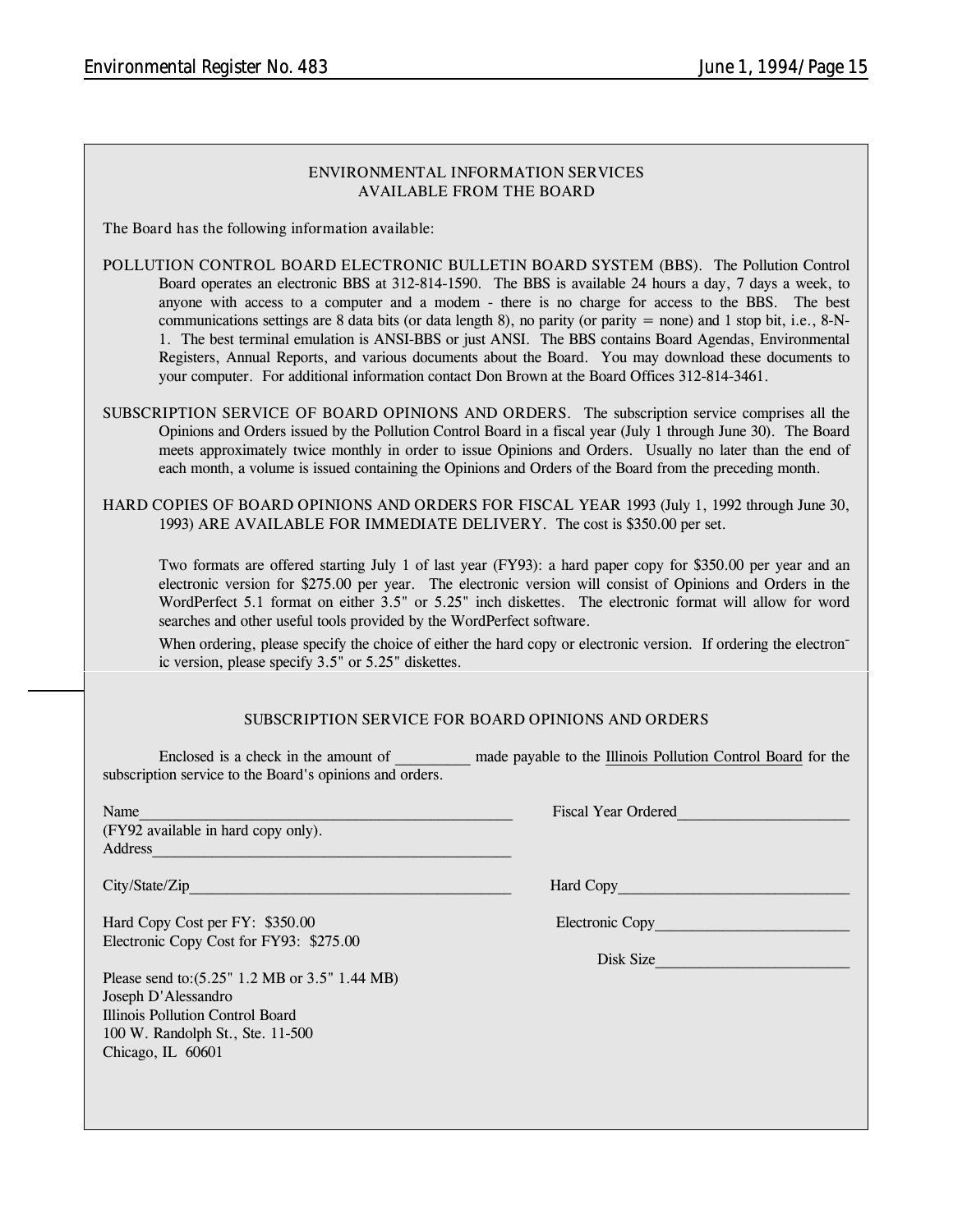## ENVIRONMENTAL INFORMATION SERVICES AVAILABLE FROM THE BOARD

The Board has the following information available:

POLLUTION CONTROL BOARD ELECTRONIC BULLETIN BOARD SYSTEM (BBS). The Pollution Control Board operates an electronic BBS at 312-814-1590. The BBS is available 24 hours a day, 7 days a week, to anyone with access to a computer and a modem - there is no charge for access to the BBS. The best communications settings are 8 data bits (or data length 8), no parity (or parity = none) and 1 stop bit, i.e., 8-N-1. The best terminal emulation is ANSI-BBS or just ANSI. The BBS contains Board Agendas, Environmental Registers, Annual Reports, and various documents about the Board. You may download these documents to your computer. For additional information contact Don Brown at the Board Offices 312-814-3461.

SUBSCRIPTION SERVICE OF BOARD OPINIONS AND ORDERS. The subscription service comprises all the Opinions and Orders issued by the Pollution Control Board in a fiscal year (July 1 through June 30). The Board meets approximately twice monthly in order to issue Opinions and Orders. Usually no later than the end of each month, a volume is issued containing the Opinions and Orders of the Board from the preceding month.

HARD COPIES OF BOARD OPINIONS AND ORDERS FOR FISCAL YEAR 1993 (July 1, 1992 through June 30, 1993) ARE AVAILABLE FOR IMMEDIATE DELIVERY. The cost is $350.00 per set.

Two formats are offered starting July 1 of last year (FY93): a hard paper copy for $350.00 per year and an electronic version for $275.00 per year. The electronic version will consist of Opinions and Orders in the WordPerfect 5.1 format on either 3.5" or 5.25" inch diskettes. The electronic format will allow for word searches and other useful tools provided by the WordPerfect software.

When ordering, please specify the choice of either the hard copy or electronic version. If ordering the electronic version, please specify 3.5" or 5.25" diskettes.

## SUBSCRIPTION SERVICE FOR BOARD OPINIONS AND ORDERS

Enclosed is a check in the amount of _________ made payable to the Illinois Pollution Control Board for the subscription service to the Board's opinions and orders.

Name_______________________________________________

(FY92 available in hard copy only).

Address_____________________________________________

City/State/Zip_________________________________________

Hard Copy Cost per FY: $350.00

Electronic Copy Cost for FY93: $275.00

Fiscal Year Ordered_____________________

Hard Copy_____________________________

Electronic Copy________________________

Disk Size________________________

Please send to:(5.25" 1.2 MB or 3.5" 1.44 MB)

Joseph D'Alessandro

Illinois Pollution Control Board

100 W. Randolph St., Ste. 11-500

Chicago, IL 60601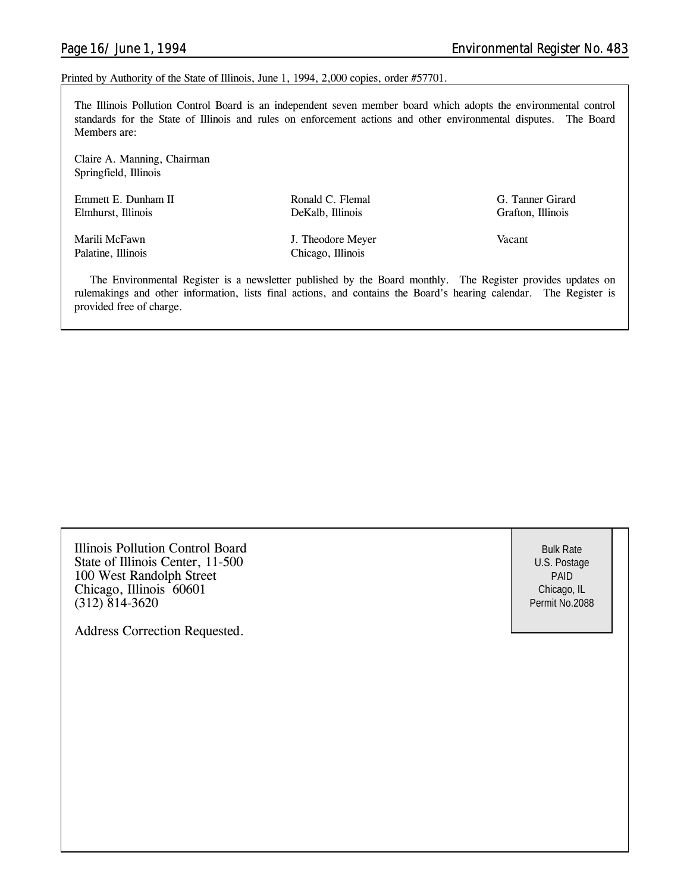Printed by Authority of the State of Illinois, June 1, 1994, 2,000 copies, order #57701.

The Illinois Pollution Control Board is an independent seven member board which adopts the environmental control standards for the State of Illinois and rules on enforcement actions and other environmental disputes. The Board Members are:

Claire A. Manning, Chairman
Springfield, Illinois

| | | |
|---|---|---|
| Emmett E. Dunham II<br>Elmhurst, Illinois | Ronald C. Flemal<br>DeKalb, Illinois | G. Tanner Girard<br>Grafton, Illinois |
| Marili McFawn<br>Palatine, Illinois | J. Theodore Meyer<br>Chicago, Illinois | Vacant |

The Environmental Register is a newsletter published by the Board monthly. The Register provides updates on rulemakings and other information, lists final actions, and contains the Board's hearing calendar. The Register is provided free of charge.

Illinois Pollution Control Board
State of Illinois Center, 11-500
100 West Randolph Street
Chicago, Illinois 60601
(312) 814-3620

Address Correction Requested.

Bulk Rate
U.S. Postage
PAID
Chicago, IL
Permit No.2088